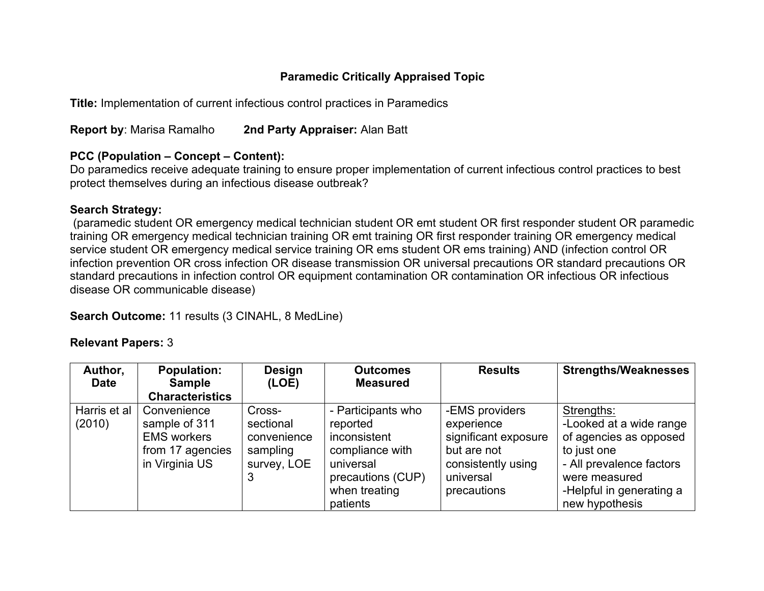# Paramedic Critically Appraised Topic

**Title:** Implementation of current infectious control practices in Paramedics

**Report by**: Marisa Ramalho **2nd Party Appraiser:** Alan Batt

**PCC (Population – Concept – Content):**
Do paramedics receive adequate training to ensure proper implementation of current infectious control practices to best protect themselves during an infectious disease outbreak?

**Search Strategy:**
(paramedic student OR emergency medical technician student OR emt student OR first responder student OR paramedic training OR emergency medical technician training OR emt training OR first responder training OR emergency medical service student OR emergency medical service training OR ems student OR ems training) AND (infection control OR infection prevention OR cross infection OR disease transmission OR universal precautions OR standard precautions OR standard precautions in infection control OR equipment contamination OR contamination OR infectious OR infectious disease OR communicable disease)

**Search Outcome:** 11 results (3 CINAHL, 8 MedLine)

**Relevant Papers:** 3

| Author, Date | Population: Sample Characteristics | Design (LOE) | Outcomes Measured | Results | Strengths/Weaknesses |
|---|---|---|---|---|---|
| Harris et al (2010) | Convenience sample of 311 EMS workers from 17 agencies in Virginia US | Cross-sectional convenience sampling survey, LOE 3 | - Participants who reported inconsistent compliance with universal precautions (CUP) when treating patients | -EMS providers experience significant exposure but are not consistently using universal precautions | Strengths:<br>-Looked at a wide range of agencies as opposed to just one<br>- All prevalence factors were measured<br>-Helpful in generating a new hypothesis |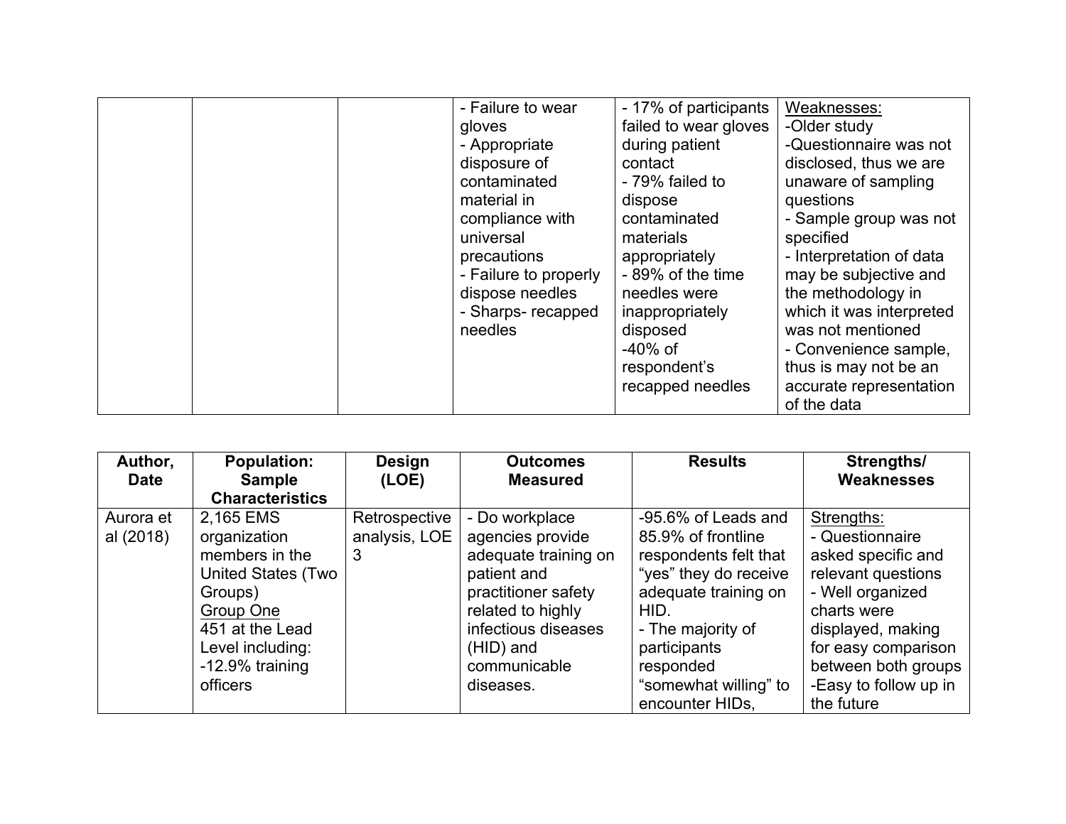| | | | - Failure to wear gloves<br>- Appropriate disposure of contaminated material in compliance with universal precautions<br>- Failure to properly dispose needles<br>- Sharps- recapped needles | - 17% of participants failed to wear gloves during patient contact<br>- 79% failed to dispose contaminated materials appropriately<br>- 89% of the time needles were inappropriately disposed<br>-40% of respondent's recapped needles | Weaknesses:<br>-Older study<br>-Questionnaire was not disclosed, thus we are unaware of sampling questions<br>- Sample group was not specified<br>- Interpretation of data may be subjective and the methodology in which it was interpreted was not mentioned<br>- Convenience sample, thus is may not be an accurate representation of the data |
|---|---|---|---|---|---|

| Author, Date | Population: Sample Characteristics | Design (LOE) | Outcomes Measured | Results | Strengths/ Weaknesses |
|---|---|---|---|---|---|
| Aurora et al (2018) | 2,165 EMS organization members in the United States (Two Groups)<br>Group One<br>451 at the Lead Level including:<br>-12.9% training officers | Retrospective analysis, LOE 3 | - Do workplace agencies provide adequate training on patient and practitioner safety related to highly infectious diseases (HID) and communicable diseases. | -95.6% of Leads and 85.9% of frontline respondents felt that "yes" they do receive adequate training on HID.<br>- The majority of participants responded "somewhat willing" to encounter HIDs, | Strengths:<br>- Questionnaire asked specific and relevant questions<br>- Well organized charts were displayed, making for easy comparison between both groups<br>-Easy to follow up in the future |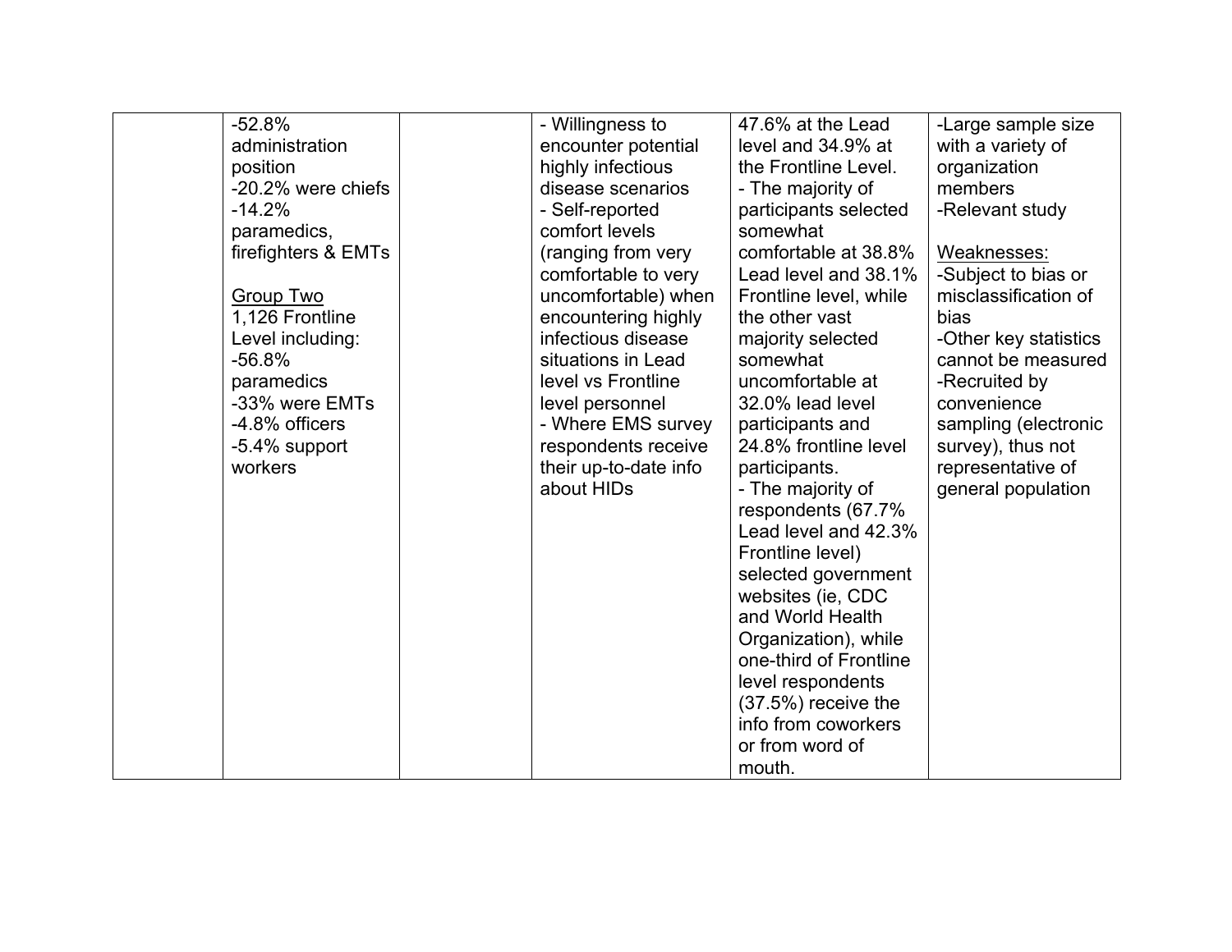| | | | | | |
|---|---|---|---|---|---|
| | -52.8% administration position<br>-20.2% were chiefs<br>-14.2% paramedics, firefighters & EMTs<br><br><u>Group Two</u><br>1,126 Frontline Level including:<br>-56.8% paramedics<br>-33% were EMTs<br>-4.8% officers<br>-5.4% support workers | | - Willingness to encounter potential highly infectious disease scenarios<br>- Self-reported comfort levels (ranging from very comfortable to very uncomfortable) when encountering highly infectious disease situations in Lead level vs Frontline level personnel<br>- Where EMS survey respondents receive their up-to-date info about HIDs | 47.6% at the Lead level and 34.9% at the Frontline Level.<br>- The majority of participants selected somewhat comfortable at 38.8% Lead level and 38.1% Frontline level, while the other vast majority selected somewhat uncomfortable at 32.0% lead level participants and 24.8% frontline level participants.<br>- The majority of respondents (67.7% Lead level and 42.3% Frontline level) selected government websites (ie, CDC and World Health Organization), while one-third of Frontline level respondents (37.5%) receive the info from coworkers or from word of mouth. | -Large sample size with a variety of organization members<br>-Relevant study<br><br><u>Weaknesses:</u><br>-Subject to bias or misclassification of bias<br>-Other key statistics cannot be measured<br>-Recruited by convenience sampling (electronic survey), thus not representative of general population |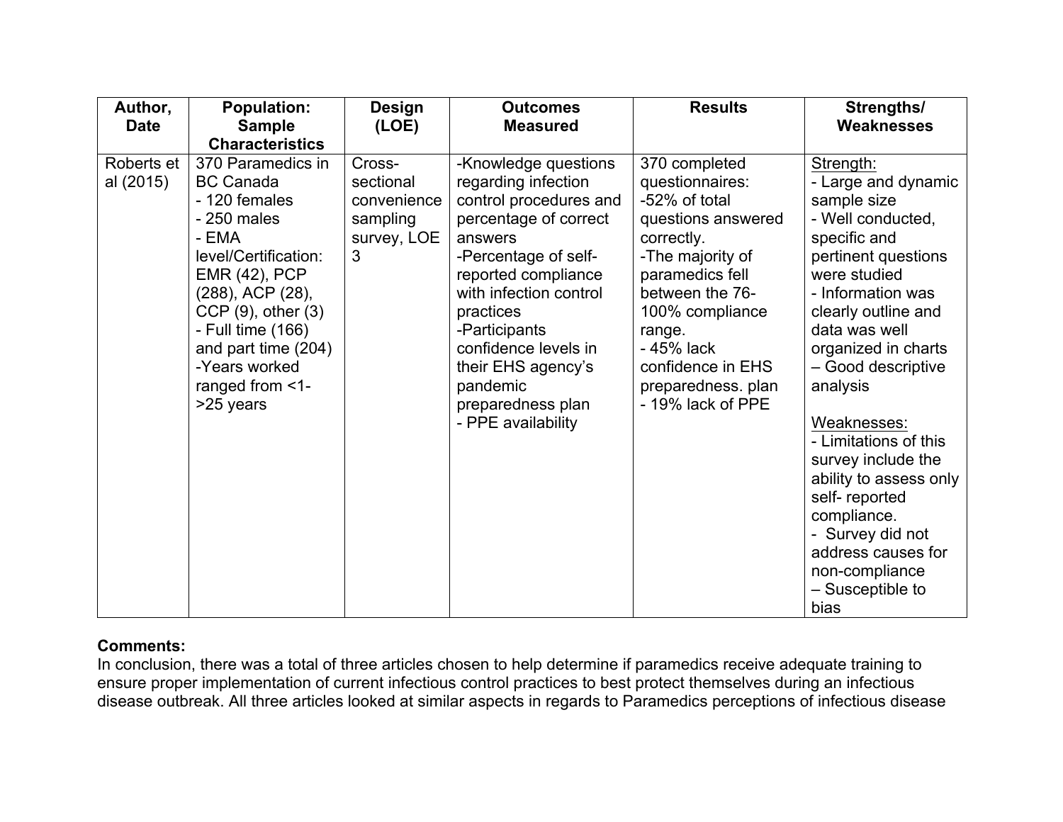| Author, Date | Population: Sample Characteristics | Design (LOE) | Outcomes Measured | Results | Strengths/ Weaknesses |
|---|---|---|---|---|---|
| Roberts et al (2015) | 370 Paramedics in BC Canada<br>- 120 females<br>- 250 males<br>- EMA level/Certification: EMR (42), PCP (288), ACP (28), CCP (9), other (3)<br>- Full time (166) and part time (204)<br>-Years worked ranged from <1->25 years | Cross-sectional convenience sampling survey, LOE 3 | -Knowledge questions regarding infection control procedures and percentage of correct answers<br>-Percentage of self-reported compliance with infection control practices<br>-Participants confidence levels in their EHS agency's pandemic preparedness plan<br>- PPE availability | 370 completed questionnaires:<br>-52% of total questions answered correctly.<br>-The majority of paramedics fell between the 76-100% compliance range.<br>- 45% lack confidence in EHS preparedness. plan<br>- 19% lack of PPE | Strength:<br>- Large and dynamic sample size<br>- Well conducted, specific and pertinent questions were studied<br>- Information was clearly outline and data was well organized in charts<br>– Good descriptive analysis<br><br>Weaknesses:<br>- Limitations of this survey include the ability to assess only self- reported compliance.<br>- Survey did not address causes for non-compliance<br>– Susceptible to bias |

**Comments:**

In conclusion, there was a total of three articles chosen to help determine if paramedics receive adequate training to ensure proper implementation of current infectious control practices to best protect themselves during an infectious disease outbreak. All three articles looked at similar aspects in regards to Paramedics perceptions of infectious disease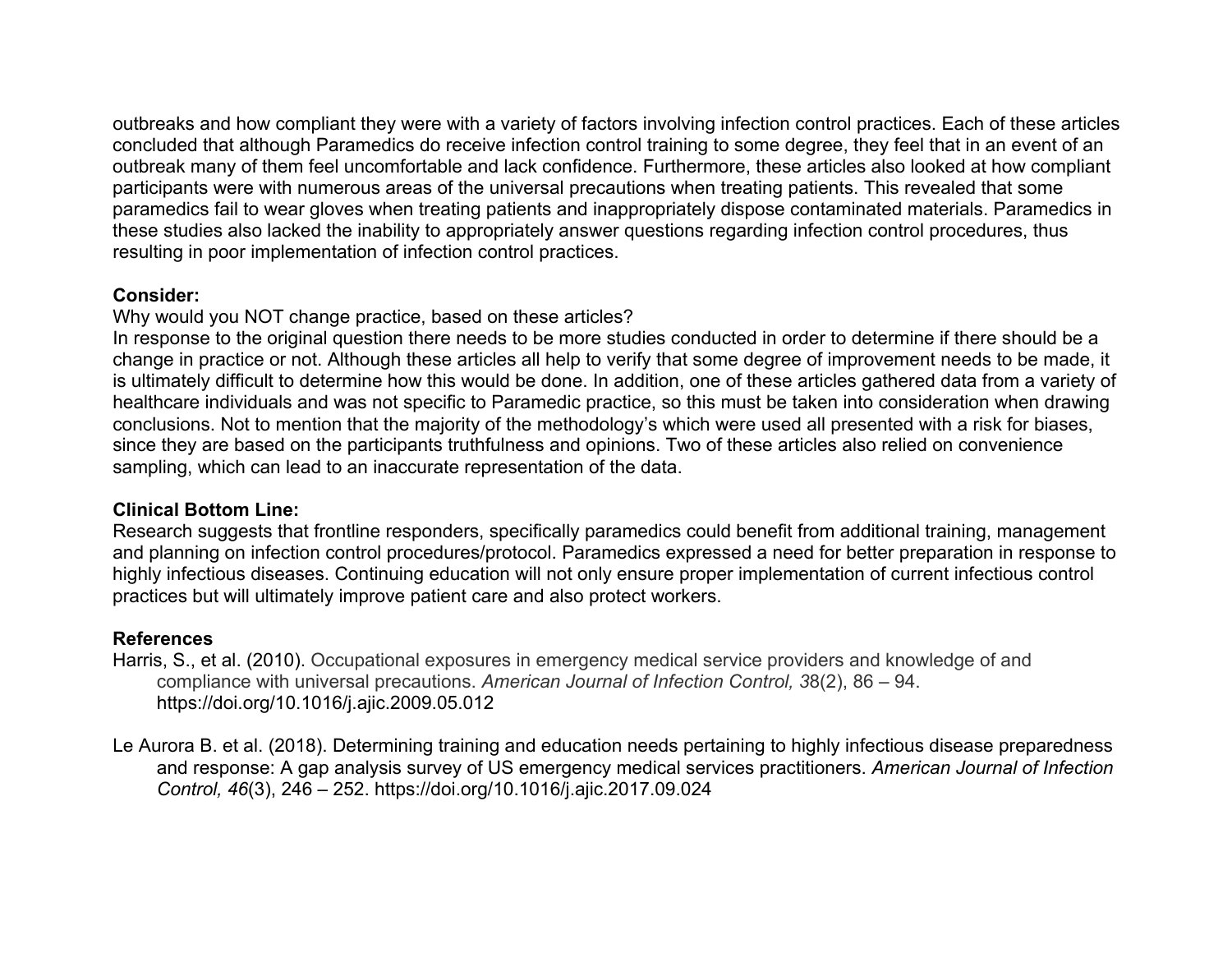outbreaks and how compliant they were with a variety of factors involving infection control practices. Each of these articles concluded that although Paramedics do receive infection control training to some degree, they feel that in an event of an outbreak many of them feel uncomfortable and lack confidence. Furthermore, these articles also looked at how compliant participants were with numerous areas of the universal precautions when treating patients. This revealed that some paramedics fail to wear gloves when treating patients and inappropriately dispose contaminated materials. Paramedics in these studies also lacked the inability to appropriately answer questions regarding infection control procedures, thus resulting in poor implementation of infection control practices.

**Consider:**

Why would you NOT change practice, based on these articles?

In response to the original question there needs to be more studies conducted in order to determine if there should be a change in practice or not. Although these articles all help to verify that some degree of improvement needs to be made, it is ultimately difficult to determine how this would be done. In addition, one of these articles gathered data from a variety of healthcare individuals and was not specific to Paramedic practice, so this must be taken into consideration when drawing conclusions. Not to mention that the majority of the methodology's which were used all presented with a risk for biases, since they are based on the participants truthfulness and opinions. Two of these articles also relied on convenience sampling, which can lead to an inaccurate representation of the data.

**Clinical Bottom Line:**

Research suggests that frontline responders, specifically paramedics could benefit from additional training, management and planning on infection control procedures/protocol. Paramedics expressed a need for better preparation in response to highly infectious diseases. Continuing education will not only ensure proper implementation of current infectious control practices but will ultimately improve patient care and also protect workers.

**References**

Harris, S., et al. (2010). Occupational exposures in emergency medical service providers and knowledge of and compliance with universal precautions. *American Journal of Infection Control, 3*8(2), 86 – 94. https://doi.org/10.1016/j.ajic.2009.05.012

Le Aurora B. et al. (2018). Determining training and education needs pertaining to highly infectious disease preparedness and response: A gap analysis survey of US emergency medical services practitioners. *American Journal of Infection Control, 46*(3), 246 – 252. https://doi.org/10.1016/j.ajic.2017.09.024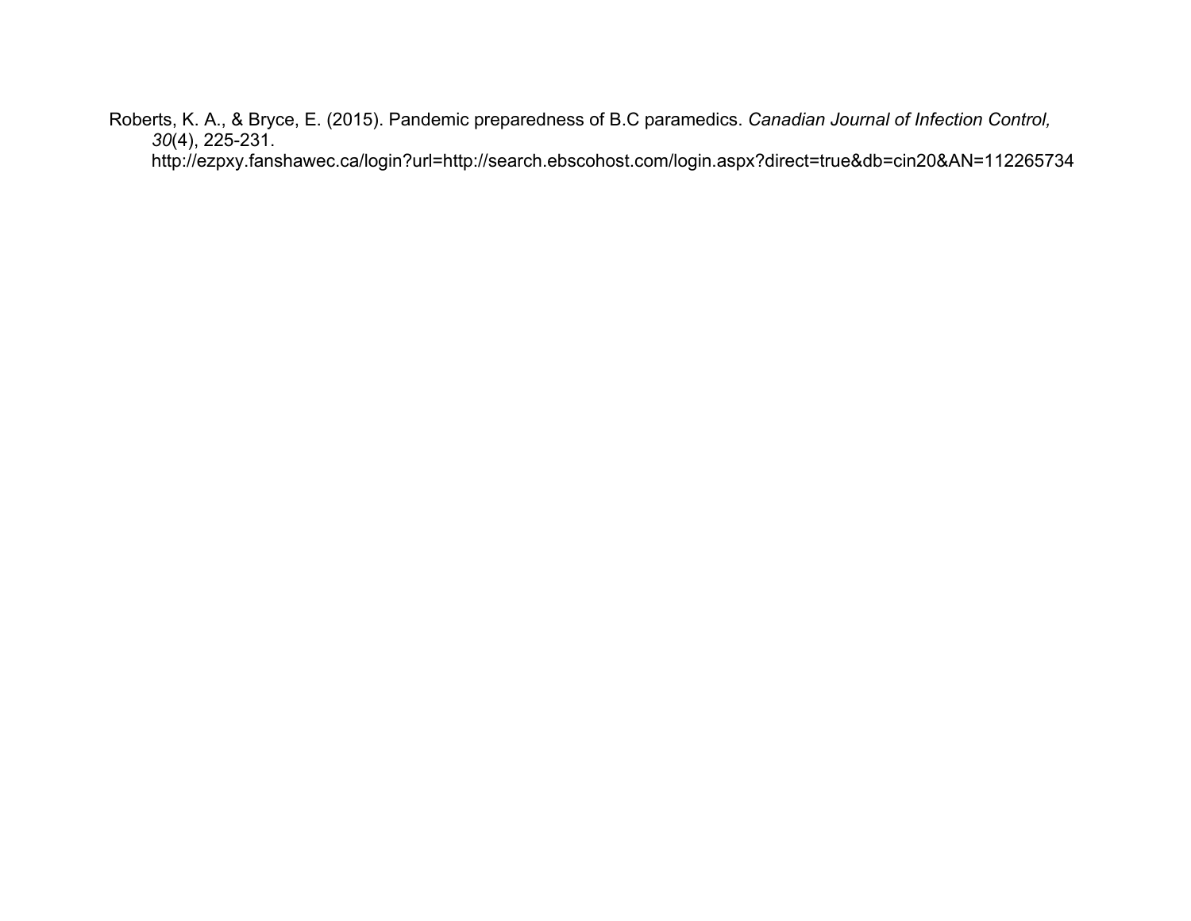Roberts, K. A., & Bryce, E. (2015). Pandemic preparedness of B.C paramedics. *Canadian Journal of Infection Control, 30*(4), 225-231. http://ezpxy.fanshawec.ca/login?url=http://search.ebscohost.com/login.aspx?direct=true&db=cin20&AN=112265734